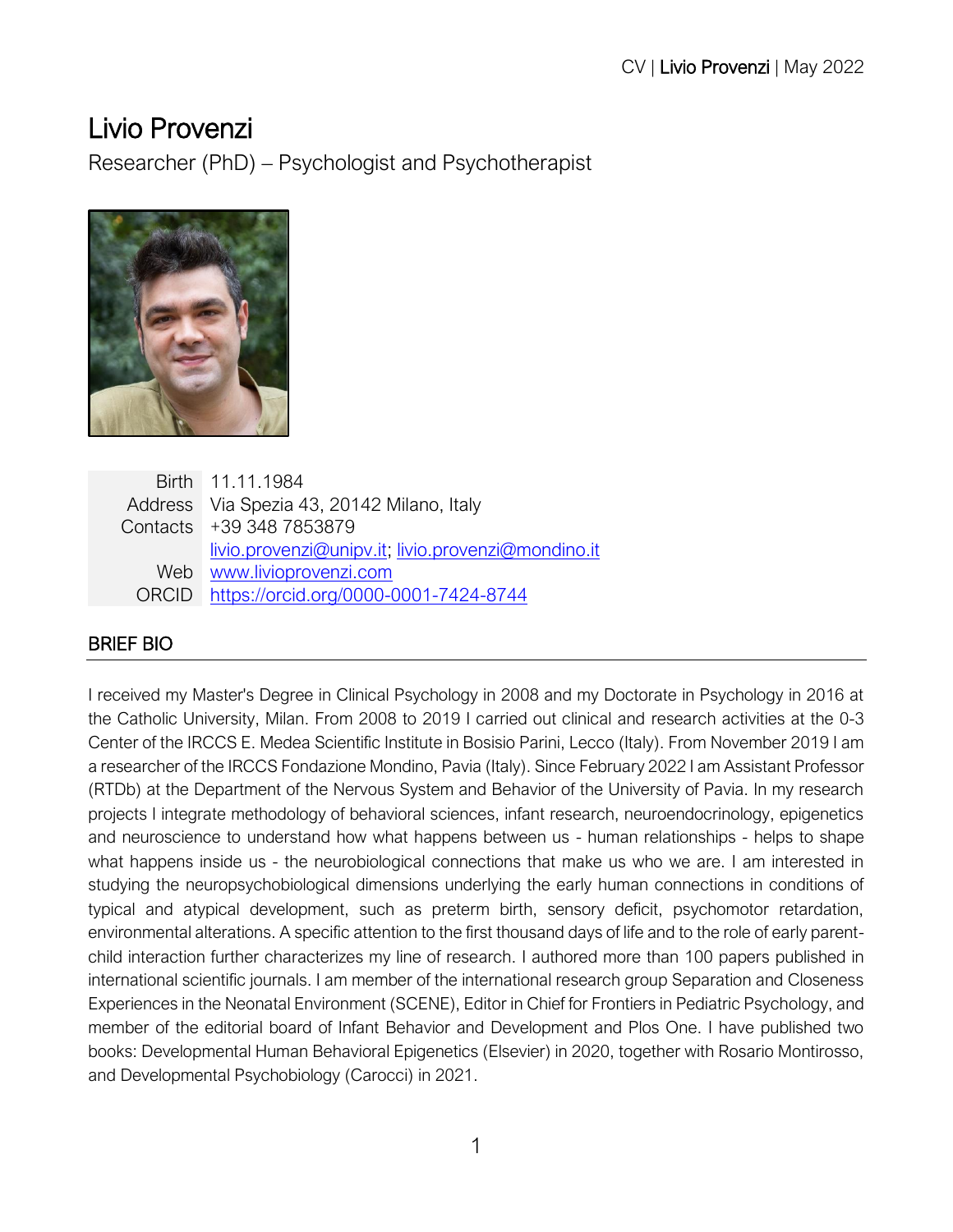# Livio Provenzi

Researcher (PhD) – Psychologist and Psychotherapist

| | |
|---|---|
| Birth | 11.11.1984 |
| Address | Via Spezia 43, 20142 Milano, Italy |
| Contacts | +39 348 7853879 |
| | livio.provenzi@unipv.it; livio.provenzi@mondino.it |
| Web | www.livioprovenzi.com |
| ORCID | https://orcid.org/0000-0001-7424-8744 |

## BRIEF BIO

I received my Master's Degree in Clinical Psychology in 2008 and my Doctorate in Psychology in 2016 at the Catholic University, Milan. From 2008 to 2019 I carried out clinical and research activities at the 0-3 Center of the IRCCS E. Medea Scientific Institute in Bosisio Parini, Lecco (Italy). From November 2019 I am a researcher of the IRCCS Fondazione Mondino, Pavia (Italy). Since February 2022 I am Assistant Professor (RTDb) at the Department of the Nervous System and Behavior of the University of Pavia. In my research projects I integrate methodology of behavioral sciences, infant research, neuroendocrinology, epigenetics and neuroscience to understand how what happens between us - human relationships - helps to shape what happens inside us - the neurobiological connections that make us who we are. I am interested in studying the neuropsychobiological dimensions underlying the early human connections in conditions of typical and atypical development, such as preterm birth, sensory deficit, psychomotor retardation, environmental alterations. A specific attention to the first thousand days of life and to the role of early parent-child interaction further characterizes my line of research. I authored more than 100 papers published in international scientific journals. I am member of the international research group Separation and Closeness Experiences in the Neonatal Environment (SCENE), Editor in Chief for Frontiers in Pediatric Psychology, and member of the editorial board of Infant Behavior and Development and Plos One. I have published two books: Developmental Human Behavioral Epigenetics (Elsevier) in 2020, together with Rosario Montirosso, and Developmental Psychobiology (Carocci) in 2021.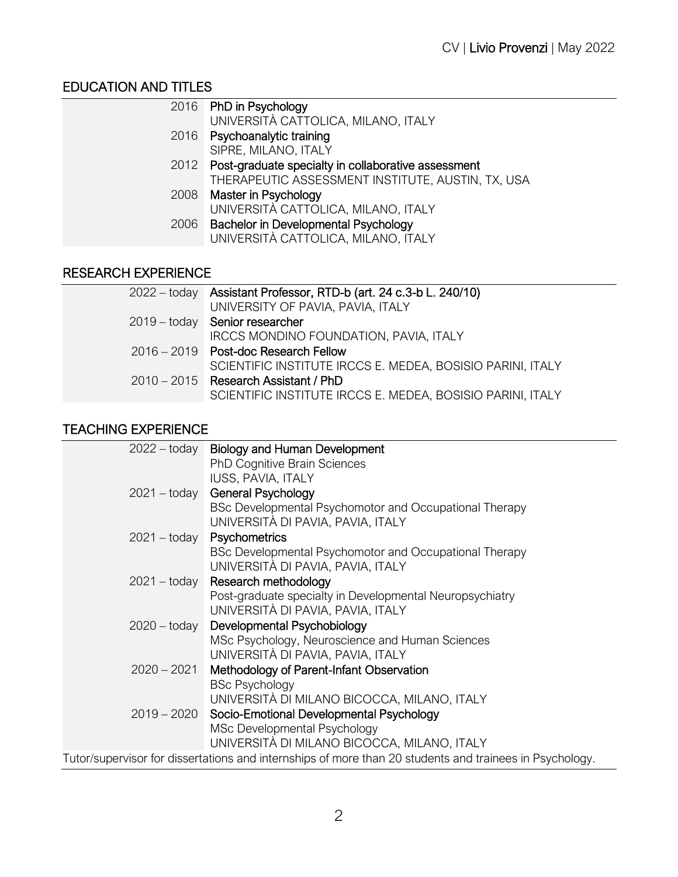## EDUCATION AND TITLES

| | |
|---|---|
| 2016 | **PhD in Psychology**<br>UNIVERSITÀ CATTOLICA, MILANO, ITALY |
| 2016 | **Psychoanalytic training**<br>SIPRE, MILANO, ITALY |
| 2012 | **Post-graduate specialty in collaborative assessment**<br>THERAPEUTIC ASSESSMENT INSTITUTE, AUSTIN, TX, USA |
| 2008 | **Master in Psychology**<br>UNIVERSITÀ CATTOLICA, MILANO, ITALY |
| 2006 | **Bachelor in Developmental Psychology**<br>UNIVERSITÀ CATTOLICA, MILANO, ITALY |

## RESEARCH EXPERIENCE

| | |
|---|---|
| 2022 – today | **Assistant Professor, RTD-b (art. 24 c.3-b L. 240/10)**<br>UNIVERSITY OF PAVIA, PAVIA, ITALY |
| 2019 – today | **Senior researcher**<br>IRCCS MONDINO FOUNDATION, PAVIA, ITALY |
| 2016 – 2019 | **Post-doc Research Fellow**<br>SCIENTIFIC INSTITUTE IRCCS E. MEDEA, BOSISIO PARINI, ITALY |
| 2010 – 2015 | **Research Assistant / PhD**<br>SCIENTIFIC INSTITUTE IRCCS E. MEDEA, BOSISIO PARINI, ITALY |

## TEACHING EXPERIENCE

| | |
|---|---|
| 2022 – today | **Biology and Human Development**<br>PhD Cognitive Brain Sciences<br>IUSS, PAVIA, ITALY |
| 2021 – today | **General Psychology**<br>BSc Developmental Psychomotor and Occupational Therapy<br>UNIVERSITÀ DI PAVIA, PAVIA, ITALY |
| 2021 – today | **Psychometrics**<br>BSc Developmental Psychomotor and Occupational Therapy<br>UNIVERSITÀ DI PAVIA, PAVIA, ITALY |
| 2021 – today | **Research methodology**<br>Post-graduate specialty in Developmental Neuropsychiatry<br>UNIVERSITÀ DI PAVIA, PAVIA, ITALY |
| 2020 – today | **Developmental Psychobiology**<br>MSc Psychology, Neuroscience and Human Sciences<br>UNIVERSITÀ DI PAVIA, PAVIA, ITALY |
| 2020 – 2021 | **Methodology of Parent-Infant Observation**<br>BSc Psychology<br>UNIVERSITÀ DI MILANO BICOCCA, MILANO, ITALY |
| 2019 – 2020 | **Socio-Emotional Developmental Psychology**<br>MSc Developmental Psychology<br>UNIVERSITÀ DI MILANO BICOCCA, MILANO, ITALY |

Tutor/supervisor for dissertations and internships of more than 20 students and trainees in Psychology.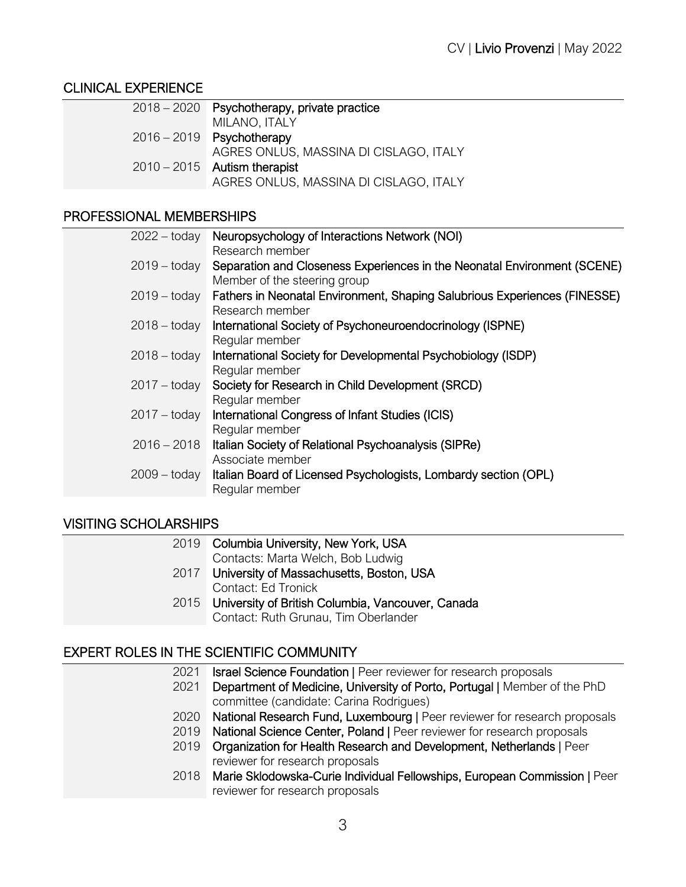## CLINICAL EXPERIENCE

| | |
|---|---|
| 2018 – 2020 | **Psychotherapy, private practice**<br>MILANO, ITALY |
| 2016 – 2019 | **Psychotherapy**<br>AGRES ONLUS, MASSINA DI CISLAGO, ITALY |
| 2010 – 2015 | **Autism therapist**<br>AGRES ONLUS, MASSINA DI CISLAGO, ITALY |

## PROFESSIONAL MEMBERSHIPS

| | |
|---|---|
| 2022 – today | **Neuropsychology of Interactions Network (NOI)**<br>Research member |
| 2019 – today | **Separation and Closeness Experiences in the Neonatal Environment (SCENE)**<br>Member of the steering group |
| 2019 – today | **Fathers in Neonatal Environment, Shaping Salubrious Experiences (FINESSE)**<br>Research member |
| 2018 – today | **International Society of Psychoneuroendocrinology (ISPNE)**<br>Regular member |
| 2018 – today | **International Society for Developmental Psychobiology (ISDP)**<br>Regular member |
| 2017 – today | **Society for Research in Child Development (SRCD)**<br>Regular member |
| 2017 – today | **International Congress of Infant Studies (ICIS)**<br>Regular member |
| 2016 – 2018 | **Italian Society of Relational Psychoanalysis (SIPRe)**<br>Associate member |
| 2009 – today | **Italian Board of Licensed Psychologists, Lombardy section (OPL)**<br>Regular member |

## VISITING SCHOLARSHIPS

| | |
|---|---|
| 2019 | **Columbia University, New York, USA**<br>Contacts: Marta Welch, Bob Ludwig |
| 2017 | **University of Massachusetts, Boston, USA**<br>Contact: Ed Tronick |
| 2015 | **University of British Columbia, Vancouver, Canada**<br>Contact: Ruth Grunau, Tim Oberlander |

## EXPERT ROLES IN THE SCIENTIFIC COMMUNITY

| | |
|---|---|
| 2021 | **Israel Science Foundation** \| Peer reviewer for research proposals |
| 2021 | **Department of Medicine, University of Porto, Portugal** \| Member of the PhD committee (candidate: Carina Rodrigues) |
| 2020 | **National Research Fund, Luxembourg** \| Peer reviewer for research proposals |
| 2019 | **National Science Center, Poland** \| Peer reviewer for research proposals |
| 2019 | **Organization for Health Research and Development, Netherlands** \| Peer reviewer for research proposals |
| 2018 | **Marie Sklodowska-Curie Individual Fellowships, European Commission** \| Peer reviewer for research proposals |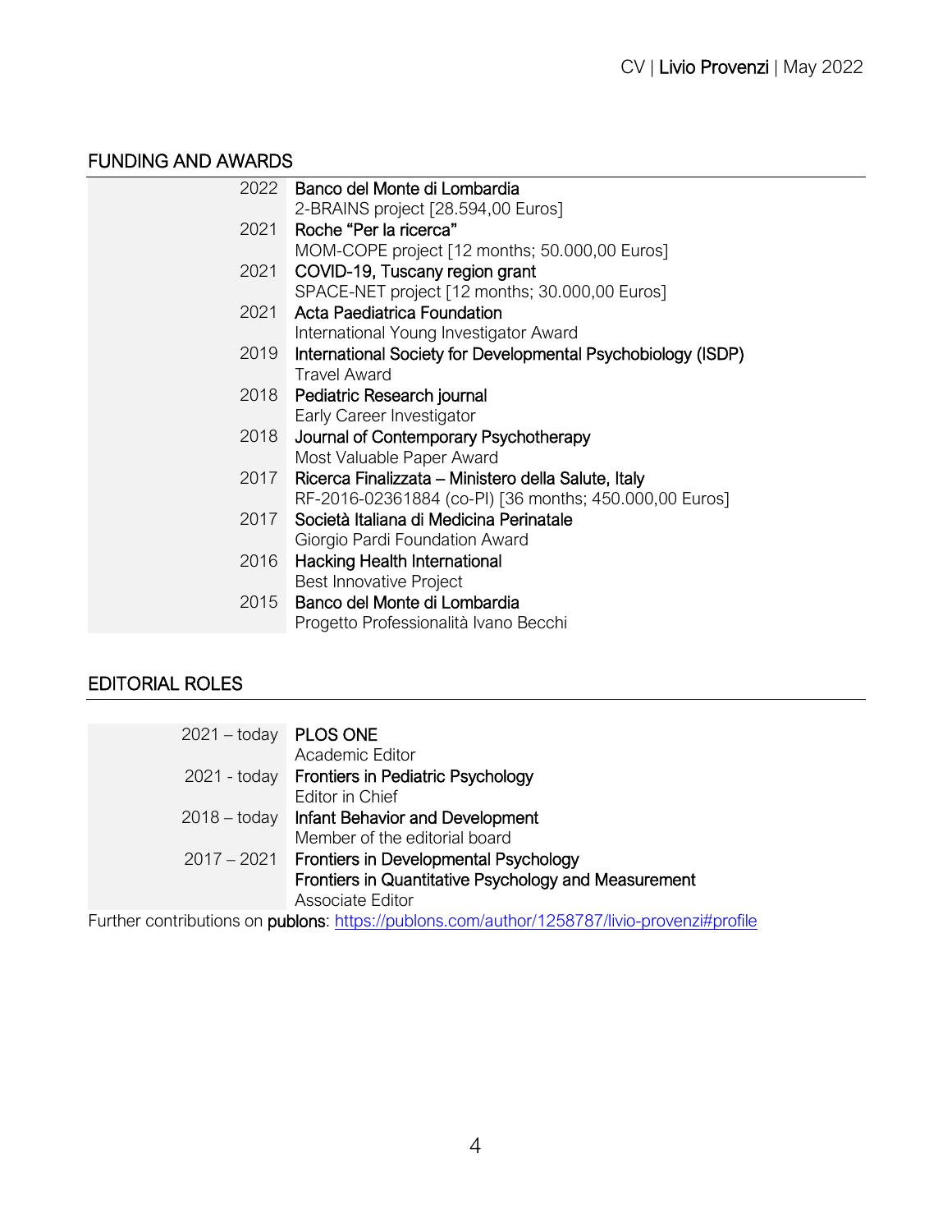## FUNDING AND AWARDS

| | |
|---|---|
| 2022 | **Banco del Monte di Lombardia**<br>2-BRAINS project [28.594,00 Euros] |
| 2021 | **Roche "Per la ricerca"**<br>MOM-COPE project [12 months; 50.000,00 Euros] |
| 2021 | **COVID-19, Tuscany region grant**<br>SPACE-NET project [12 months; 30.000,00 Euros] |
| 2021 | **Acta Paediatrica Foundation**<br>International Young Investigator Award |
| 2019 | **International Society for Developmental Psychobiology (ISDP)**<br>Travel Award |
| 2018 | **Pediatric Research journal**<br>Early Career Investigator |
| 2018 | **Journal of Contemporary Psychotherapy**<br>Most Valuable Paper Award |
| 2017 | **Ricerca Finalizzata – Ministero della Salute, Italy**<br>RF-2016-02361884 (co-PI) [36 months; 450.000,00 Euros] |
| 2017 | **Società Italiana di Medicina Perinatale**<br>Giorgio Pardi Foundation Award |
| 2016 | **Hacking Health International**<br>Best Innovative Project |
| 2015 | **Banco del Monte di Lombardia**<br>Progetto Professionalità Ivano Becchi |

## EDITORIAL ROLES

| | |
|---|---|
| 2021 – today | **PLOS ONE**<br>Academic Editor |
| 2021 - today | **Frontiers in Pediatric Psychology**<br>Editor in Chief |
| 2018 – today | **Infant Behavior and Development**<br>Member of the editorial board |
| 2017 – 2021 | **Frontiers in Developmental Psychology**<br>**Frontiers in Quantitative Psychology and Measurement**<br>Associate Editor |

Further contributions on **publons**: https://publons.com/author/1258787/livio-provenzi#profile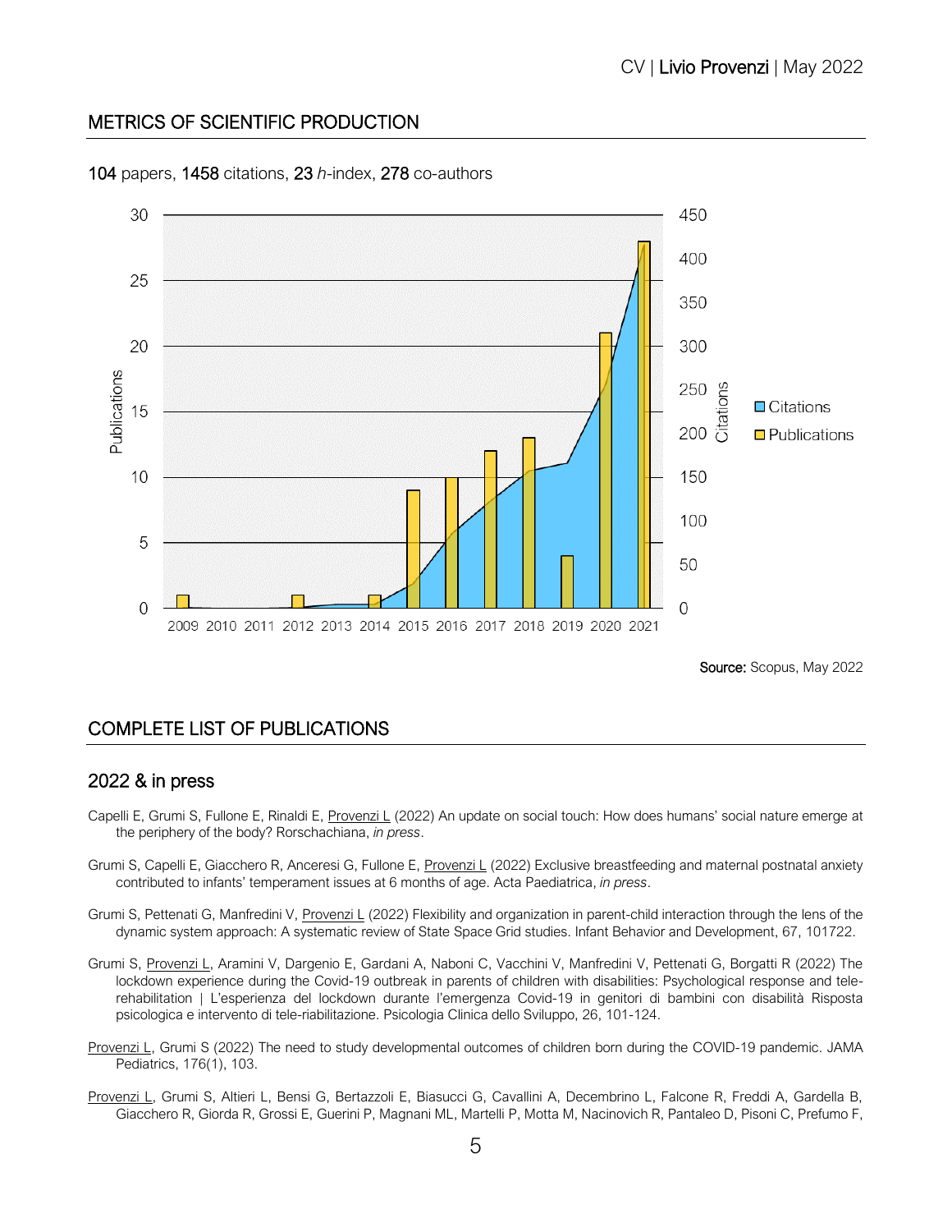## METRICS OF SCIENTIFIC PRODUCTION

**104** papers, **1458** citations, **23** *h*-index, **278** co-authors

Publications
Citations
30
25
20
15
10
5
0
450
400
350
300
250
200
150
100
50
0
2009 2010 2011 2012 2013 2014 2015 2016 2017 2018 2019 2020 2021
Citations
Publications

**Source:** Scopus, May 2022

## COMPLETE LIST OF PUBLICATIONS

### 2022 & in press

Capelli E, Grumi S, Fullone E, Rinaldi E, Provenzi L (2022) An update on social touch: How does humans' social nature emerge at the periphery of the body? Rorschachiana, *in press*.

Grumi S, Capelli E, Giacchero R, Anceresi G, Fullone E, Provenzi L (2022) Exclusive breastfeeding and maternal postnatal anxiety contributed to infants' temperament issues at 6 months of age. Acta Paediatrica, *in press*.

Grumi S, Pettenati G, Manfredini V, Provenzi L (2022) Flexibility and organization in parent-child interaction through the lens of the dynamic system approach: A systematic review of State Space Grid studies. Infant Behavior and Development, 67, 101722.

Grumi S, Provenzi L, Aramini V, Dargenio E, Gardani A, Naboni C, Vacchini V, Manfredini V, Pettenati G, Borgatti R (2022) The lockdown experience during the Covid-19 outbreak in parents of children with disabilities: Psychological response and tele-rehabilitation | L'esperienza del lockdown durante l'emergenza Covid-19 in genitori di bambini con disabilità Risposta psicologica e intervento di tele-riabilitazione. Psicologia Clinica dello Sviluppo, 26, 101-124.

Provenzi L, Grumi S (2022) The need to study developmental outcomes of children born during the COVID-19 pandemic. JAMA Pediatrics, 176(1), 103.

Provenzi L, Grumi S, Altieri L, Bensi G, Bertazzoli E, Biasucci G, Cavallini A, Decembrino L, Falcone R, Freddi A, Gardella B, Giacchero R, Giorda R, Grossi E, Guerini P, Magnani ML, Martelli P, Motta M, Nacinovich R, Pantaleo D, Pisoni C, Prefumo F,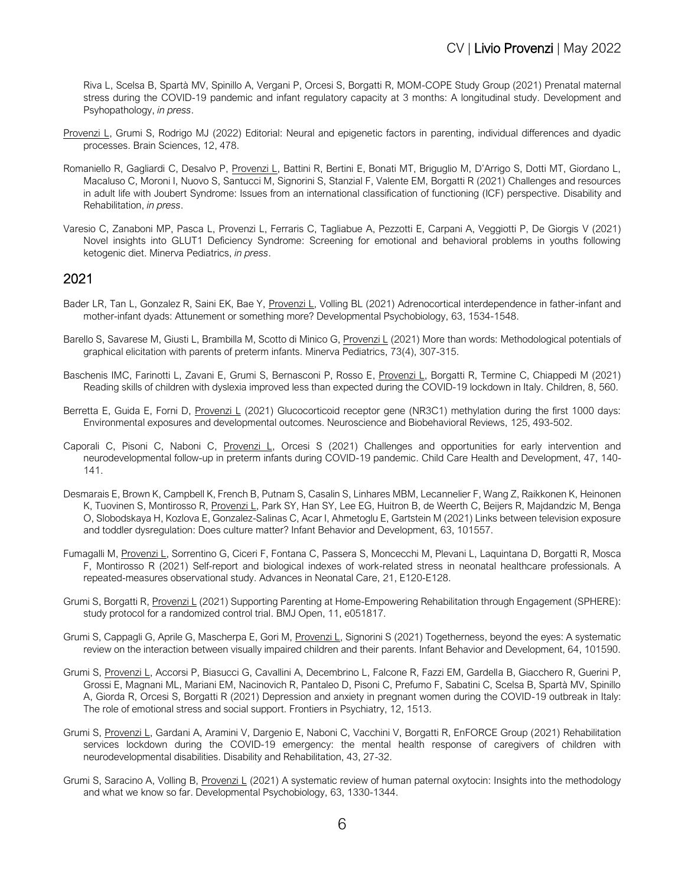Riva L, Scelsa B, Spartà MV, Spinillo A, Vergani P, Orcesi S, Borgatti R, MOM-COPE Study Group (2021) Prenatal maternal stress during the COVID-19 pandemic and infant regulatory capacity at 3 months: A longitudinal study. Development and Psyhopathology, *in press*.

Provenzi L, Grumi S, Rodrigo MJ (2022) Editorial: Neural and epigenetic factors in parenting, individual differences and dyadic processes. Brain Sciences, 12, 478.

Romaniello R, Gagliardi C, Desalvo P, Provenzi L, Battini R, Bertini E, Bonati MT, Briguglio M, D'Arrigo S, Dotti MT, Giordano L, Macaluso C, Moroni I, Nuovo S, Santucci M, Signorini S, Stanzial F, Valente EM, Borgatti R (2021) Challenges and resources in adult life with Joubert Syndrome: Issues from an international classification of functioning (ICF) perspective. Disability and Rehabilitation, *in press*.

Varesio C, Zanaboni MP, Pasca L, Provenzi L, Ferraris C, Tagliabue A, Pezzotti E, Carpani A, Veggiotti P, De Giorgis V (2021) Novel insights into GLUT1 Deficiency Syndrome: Screening for emotional and behavioral problems in youths following ketogenic diet. Minerva Pediatrics, *in press*.

## 2021

Bader LR, Tan L, Gonzalez R, Saini EK, Bae Y, Provenzi L, Volling BL (2021) Adrenocortical interdependence in father-infant and mother-infant dyads: Attunement or something more? Developmental Psychobiology, 63, 1534-1548.

Barello S, Savarese M, Giusti L, Brambilla M, Scotto di Minico G, Provenzi L (2021) More than words: Methodological potentials of graphical elicitation with parents of preterm infants. Minerva Pediatrics, 73(4), 307-315.

Baschenis IMC, Farinotti L, Zavani E, Grumi S, Bernasconi P, Rosso E, Provenzi L, Borgatti R, Termine C, Chiappedi M (2021) Reading skills of children with dyslexia improved less than expected during the COVID-19 lockdown in Italy. Children, 8, 560.

Berretta E, Guida E, Forni D, Provenzi L (2021) Glucocorticoid receptor gene (NR3C1) methylation during the first 1000 days: Environmental exposures and developmental outcomes. Neuroscience and Biobehavioral Reviews, 125, 493-502.

Caporali C, Pisoni C, Naboni C, Provenzi L, Orcesi S (2021) Challenges and opportunities for early intervention and neurodevelopmental follow-up in preterm infants during COVID-19 pandemic. Child Care Health and Development, 47, 140-141.

Desmarais E, Brown K, Campbell K, French B, Putnam S, Casalin S, Linhares MBM, Lecannelier F, Wang Z, Raikkonen K, Heinonen K, Tuovinen S, Montirosso R, Provenzi L, Park SY, Han SY, Lee EG, Huitron B, de Weerth C, Beijers R, Majdandzic M, Benga O, Slobodskaya H, Kozlova E, Gonzalez-Salinas C, Acar I, Ahmetoglu E, Gartstein M (2021) Links between television exposure and toddler dysregulation: Does culture matter? Infant Behavior and Development, 63, 101557.

Fumagalli M, Provenzi L, Sorrentino G, Ciceri F, Fontana C, Passera S, Moncecchi M, Plevani L, Laquintana D, Borgatti R, Mosca F, Montirosso R (2021) Self-report and biological indexes of work-related stress in neonatal healthcare professionals. A repeated-measures observational study. Advances in Neonatal Care, 21, E120-E128.

Grumi S, Borgatti R, Provenzi L (2021) Supporting Parenting at Home-Empowering Rehabilitation through Engagement (SPHERE): study protocol for a randomized control trial. BMJ Open, 11, e051817.

Grumi S, Cappagli G, Aprile G, Mascherpa E, Gori M, Provenzi L, Signorini S (2021) Togetherness, beyond the eyes: A systematic review on the interaction between visually impaired children and their parents. Infant Behavior and Development, 64, 101590.

Grumi S, Provenzi L, Accorsi P, Biasucci G, Cavallini A, Decembrino L, Falcone R, Fazzi EM, Gardella B, Giacchero R, Guerini P, Grossi E, Magnani ML, Mariani EM, Nacinovich R, Pantaleo D, Pisoni C, Prefumo F, Sabatini C, Scelsa B, Spartà MV, Spinillo A, Giorda R, Orcesi S, Borgatti R (2021) Depression and anxiety in pregnant women during the COVID-19 outbreak in Italy: The role of emotional stress and social support. Frontiers in Psychiatry, 12, 1513.

Grumi S, Provenzi L, Gardani A, Aramini V, Dargenio E, Naboni C, Vacchini V, Borgatti R, EnFORCE Group (2021) Rehabilitation services lockdown during the COVID-19 emergency: the mental health response of caregivers of children with neurodevelopmental disabilities. Disability and Rehabilitation, 43, 27-32.

Grumi S, Saracino A, Volling B, Provenzi L (2021) A systematic review of human paternal oxytocin: Insights into the methodology and what we know so far. Developmental Psychobiology, 63, 1330-1344.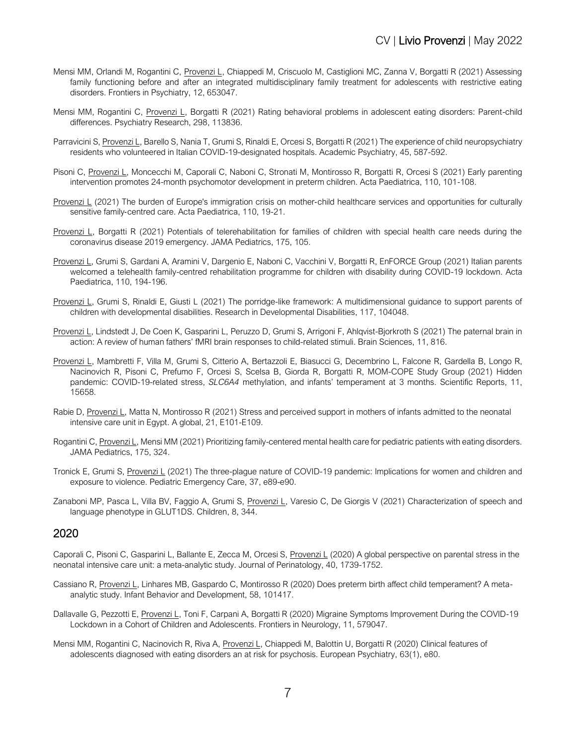Mensi MM, Orlandi M, Rogantini C, Provenzi L, Chiappedi M, Criscuolo M, Castiglioni MC, Zanna V, Borgatti R (2021) Assessing family functioning before and after an integrated multidisciplinary family treatment for adolescents with restrictive eating disorders. Frontiers in Psychiatry, 12, 653047.

Mensi MM, Rogantini C, Provenzi L, Borgatti R (2021) Rating behavioral problems in adolescent eating disorders: Parent-child differences. Psychiatry Research, 298, 113836.

Parravicini S, Provenzi L, Barello S, Nania T, Grumi S, Rinaldi E, Orcesi S, Borgatti R (2021) The experience of child neuropsychiatry residents who volunteered in Italian COVID-19-designated hospitals. Academic Psychiatry, 45, 587-592.

Pisoni C, Provenzi L, Moncecchi M, Caporali C, Naboni C, Stronati M, Montirosso R, Borgatti R, Orcesi S (2021) Early parenting intervention promotes 24-month psychomotor development in preterm children. Acta Paediatrica, 110, 101-108.

Provenzi L (2021) The burden of Europe's immigration crisis on mother-child healthcare services and opportunities for culturally sensitive family-centred care. Acta Paediatrica, 110, 19-21.

Provenzi L, Borgatti R (2021) Potentials of telerehabilitation for families of children with special health care needs during the coronavirus disease 2019 emergency. JAMA Pediatrics, 175, 105.

Provenzi L, Grumi S, Gardani A, Aramini V, Dargenio E, Naboni C, Vacchini V, Borgatti R, EnFORCE Group (2021) Italian parents welcomed a telehealth family-centred rehabilitation programme for children with disability during COVID-19 lockdown. Acta Paediatrica, 110, 194-196.

Provenzi L, Grumi S, Rinaldi E, Giusti L (2021) The porridge-like framework: A multidimensional guidance to support parents of children with developmental disabilities. Research in Developmental Disabilities, 117, 104048.

Provenzi L, Lindstedt J, De Coen K, Gasparini L, Peruzzo D, Grumi S, Arrigoni F, Ahlqvist-Bjorkroth S (2021) The paternal brain in action: A review of human fathers' fMRI brain responses to child-related stimuli. Brain Sciences, 11, 816.

Provenzi L, Mambretti F, Villa M, Grumi S, Citterio A, Bertazzoli E, Biasucci G, Decembrino L, Falcone R, Gardella B, Longo R, Nacinovich R, Pisoni C, Prefumo F, Orcesi S, Scelsa B, Giorda R, Borgatti R, MOM-COPE Study Group (2021) Hidden pandemic: COVID-19-related stress, *SLC6A4* methylation, and infants' temperament at 3 months. Scientific Reports, 11, 15658.

Rabie D, Provenzi L, Matta N, Montirosso R (2021) Stress and perceived support in mothers of infants admitted to the neonatal intensive care unit in Egypt. A global, 21, E101-E109.

Rogantini C, Provenzi L, Mensi MM (2021) Prioritizing family-centered mental health care for pediatric patients with eating disorders. JAMA Pediatrics, 175, 324.

Tronick E, Grumi S, Provenzi L (2021) The three-plague nature of COVID-19 pandemic: Implications for women and children and exposure to violence. Pediatric Emergency Care, 37, e89-e90.

Zanaboni MP, Pasca L, Villa BV, Faggio A, Grumi S, Provenzi L, Varesio C, De Giorgis V (2021) Characterization of speech and language phenotype in GLUT1DS. Children, 8, 344.

## 2020

Caporali C, Pisoni C, Gasparini L, Ballante E, Zecca M, Orcesi S, Provenzi L (2020) A global perspective on parental stress in the neonatal intensive care unit: a meta-analytic study. Journal of Perinatology, 40, 1739-1752.

Cassiano R, Provenzi L, Linhares MB, Gaspardo C, Montirosso R (2020) Does preterm birth affect child temperament? A meta-analytic study. Infant Behavior and Development, 58, 101417.

Dallavalle G, Pezzotti E, Provenzi L, Toni F, Carpani A, Borgatti R (2020) Migraine Symptoms Improvement During the COVID-19 Lockdown in a Cohort of Children and Adolescents. Frontiers in Neurology, 11, 579047.

Mensi MM, Rogantini C, Nacinovich R, Riva A, Provenzi L, Chiappedi M, Balottin U, Borgatti R (2020) Clinical features of adolescents diagnosed with eating disorders an at risk for psychosis. European Psychiatry, 63(1), e80.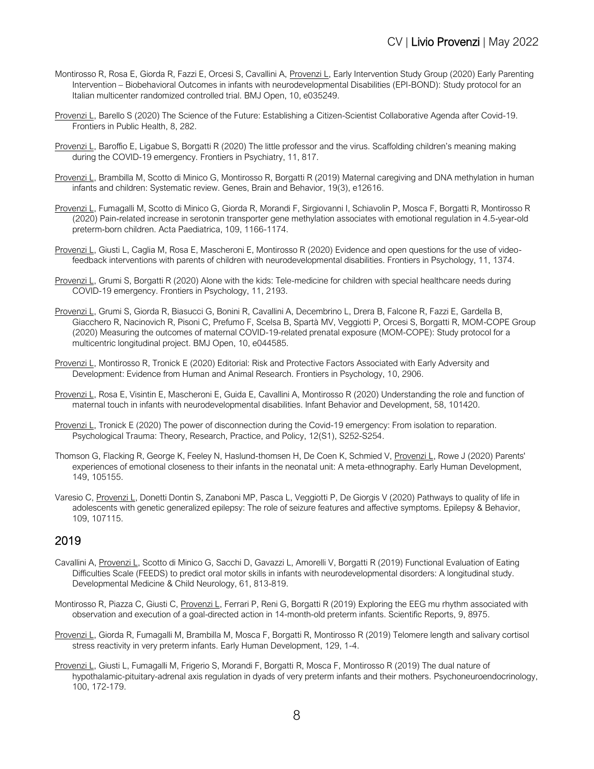Montirosso R, Rosa E, Giorda R, Fazzi E, Orcesi S, Cavallini A, Provenzi L, Early Intervention Study Group (2020) Early Parenting Intervention – Biobehavioral Outcomes in infants with neurodevelopmental Disabilities (EPI-BOND): Study protocol for an Italian multicenter randomized controlled trial. BMJ Open, 10, e035249.

Provenzi L, Barello S (2020) The Science of the Future: Establishing a Citizen-Scientist Collaborative Agenda after Covid-19. Frontiers in Public Health, 8, 282.

Provenzi L, Baroffio E, Ligabue S, Borgatti R (2020) The little professor and the virus. Scaffolding children's meaning making during the COVID-19 emergency. Frontiers in Psychiatry, 11, 817.

Provenzi L, Brambilla M, Scotto di Minico G, Montirosso R, Borgatti R (2019) Maternal caregiving and DNA methylation in human infants and children: Systematic review. Genes, Brain and Behavior, 19(3), e12616.

Provenzi L, Fumagalli M, Scotto di Minico G, Giorda R, Morandi F, Sirgiovanni I, Schiavolin P, Mosca F, Borgatti R, Montirosso R (2020) Pain-related increase in serotonin transporter gene methylation associates with emotional regulation in 4.5-year-old preterm-born children. Acta Paediatrica, 109, 1166-1174.

Provenzi L, Giusti L, Caglia M, Rosa E, Mascheroni E, Montirosso R (2020) Evidence and open questions for the use of video-feedback interventions with parents of children with neurodevelopmental disabilities. Frontiers in Psychology, 11, 1374.

Provenzi L, Grumi S, Borgatti R (2020) Alone with the kids: Tele-medicine for children with special healthcare needs during COVID-19 emergency. Frontiers in Psychology, 11, 2193.

Provenzi L, Grumi S, Giorda R, Biasucci G, Bonini R, Cavallini A, Decembrino L, Drera B, Falcone R, Fazzi E, Gardella B, Giacchero R, Nacinovich R, Pisoni C, Prefumo F, Scelsa B, Spartà MV, Veggiotti P, Orcesi S, Borgatti R, MOM-COPE Group (2020) Measuring the outcomes of maternal COVID-19-related prenatal exposure (MOM-COPE): Study protocol for a multicentric longitudinal project. BMJ Open, 10, e044585.

Provenzi L, Montirosso R, Tronick E (2020) Editorial: Risk and Protective Factors Associated with Early Adversity and Development: Evidence from Human and Animal Research. Frontiers in Psychology, 10, 2906.

Provenzi L, Rosa E, Visintin E, Mascheroni E, Guida E, Cavallini A, Montirosso R (2020) Understanding the role and function of maternal touch in infants with neurodevelopmental disabilities. Infant Behavior and Development, 58, 101420.

Provenzi L, Tronick E (2020) The power of disconnection during the Covid-19 emergency: From isolation to reparation. Psychological Trauma: Theory, Research, Practice, and Policy, 12(S1), S252-S254.

Thomson G, Flacking R, George K, Feeley N, Haslund-thomsen H, De Coen K, Schmied V, Provenzi L, Rowe J (2020) Parents' experiences of emotional closeness to their infants in the neonatal unit: A meta-ethnography. Early Human Development, 149, 105155.

Varesio C, Provenzi L, Donetti Dontin S, Zanaboni MP, Pasca L, Veggiotti P, De Giorgis V (2020) Pathways to quality of life in adolescents with genetic generalized epilepsy: The role of seizure features and affective symptoms. Epilepsy & Behavior, 109, 107115.

## 2019

Cavallini A, Provenzi L, Scotto di Minico G, Sacchi D, Gavazzi L, Amorelli V, Borgatti R (2019) Functional Evaluation of Eating Difficulties Scale (FEEDS) to predict oral motor skills in infants with neurodevelopmental disorders: A longitudinal study. Developmental Medicine & Child Neurology, 61, 813-819.

Montirosso R, Piazza C, Giusti C, Provenzi L, Ferrari P, Reni G, Borgatti R (2019) Exploring the EEG mu rhythm associated with observation and execution of a goal-directed action in 14-month-old preterm infants. Scientific Reports, 9, 8975.

Provenzi L, Giorda R, Fumagalli M, Brambilla M, Mosca F, Borgatti R, Montirosso R (2019) Telomere length and salivary cortisol stress reactivity in very preterm infants. Early Human Development, 129, 1-4.

Provenzi L, Giusti L, Fumagalli M, Frigerio S, Morandi F, Borgatti R, Mosca F, Montirosso R (2019) The dual nature of hypothalamic-pituitary-adrenal axis regulation in dyads of very preterm infants and their mothers. Psychoneuroendocrinology, 100, 172-179.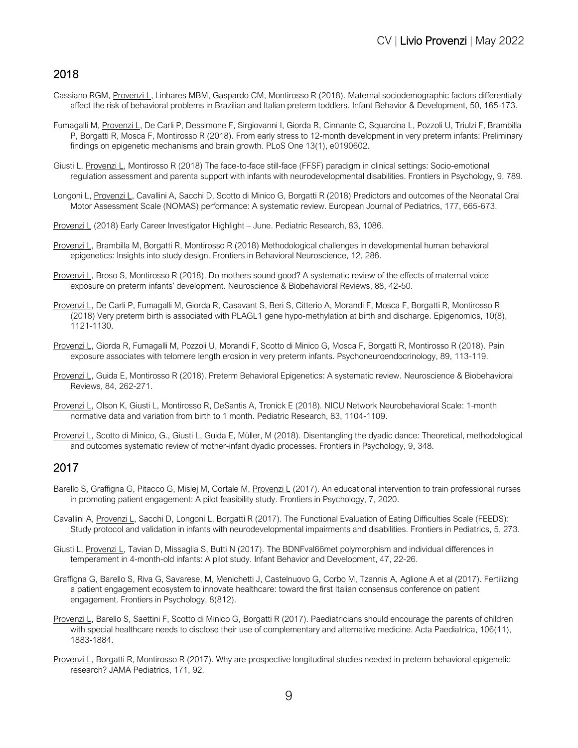## 2018

Cassiano RGM, Provenzi L, Linhares MBM, Gaspardo CM, Montirosso R (2018). Maternal sociodemographic factors differentially affect the risk of behavioral problems in Brazilian and Italian preterm toddlers. Infant Behavior & Development, 50, 165-173.

Fumagalli M, Provenzi L, De Carli P, Dessimone F, Sirgiovanni I, Giorda R, Cinnante C, Squarcina L, Pozzoli U, Triulzi F, Brambilla P, Borgatti R, Mosca F, Montirosso R (2018). From early stress to 12-month development in very preterm infants: Preliminary findings on epigenetic mechanisms and brain growth. PLoS One 13(1), e0190602.

Giusti L, Provenzi L, Montirosso R (2018) The face-to-face still-face (FFSF) paradigm in clinical settings: Socio-emotional regulation assessment and parenta support with infants with neurodevelopmental disabilities. Frontiers in Psychology, 9, 789.

Longoni L, Provenzi L, Cavallini A, Sacchi D, Scotto di Minico G, Borgatti R (2018) Predictors and outcomes of the Neonatal Oral Motor Assessment Scale (NOMAS) performance: A systematic review. European Journal of Pediatrics, 177, 665-673.

Provenzi L (2018) Early Career Investigator Highlight – June. Pediatric Research, 83, 1086.

Provenzi L, Brambilla M, Borgatti R, Montirosso R (2018) Methodological challenges in developmental human behavioral epigenetics: Insights into study design. Frontiers in Behavioral Neuroscience, 12, 286.

Provenzi L, Broso S, Montirosso R (2018). Do mothers sound good? A systematic review of the effects of maternal voice exposure on preterm infants' development. Neuroscience & Biobehavioral Reviews, 88, 42-50.

Provenzi L, De Carli P, Fumagalli M, Giorda R, Casavant S, Beri S, Citterio A, Morandi F, Mosca F, Borgatti R, Montirosso R (2018) Very preterm birth is associated with PLAGL1 gene hypo-methylation at birth and discharge. Epigenomics, 10(8), 1121-1130.

Provenzi L, Giorda R, Fumagalli M, Pozzoli U, Morandi F, Scotto di Minico G, Mosca F, Borgatti R, Montirosso R (2018). Pain exposure associates with telomere length erosion in very preterm infants. Psychoneuroendocrinology, 89, 113-119.

Provenzi L, Guida E, Montirosso R (2018). Preterm Behavioral Epigenetics: A systematic review. Neuroscience & Biobehavioral Reviews, 84, 262-271.

Provenzi L, Olson K, Giusti L, Montirosso R, DeSantis A, Tronick E (2018). NICU Network Neurobehavioral Scale: 1-month normative data and variation from birth to 1 month. Pediatric Research, 83, 1104-1109.

Provenzi L, Scotto di Minico, G., Giusti L, Guida E, Müller, M (2018). Disentangling the dyadic dance: Theoretical, methodological and outcomes systematic review of mother-infant dyadic processes. Frontiers in Psychology, 9, 348.

## 2017

Barello S, Graffigna G, Pitacco G, Mislej M, Cortale M, Provenzi L (2017). An educational intervention to train professional nurses in promoting patient engagement: A pilot feasibility study. Frontiers in Psychology, 7, 2020.

Cavallini A, Provenzi L, Sacchi D, Longoni L, Borgatti R (2017). The Functional Evaluation of Eating Difficulties Scale (FEEDS): Study protocol and validation in infants with neurodevelopmental impairments and disabilities. Frontiers in Pediatrics, 5, 273.

Giusti L, Provenzi L, Tavian D, Missaglia S, Butti N (2017). The BDNFval66met polymorphism and individual differences in temperament in 4-month-old infants: A pilot study. Infant Behavior and Development, 47, 22-26.

Graffigna G, Barello S, Riva G, Savarese, M, Menichetti J, Castelnuovo G, Corbo M, Tzannis A, Aglione A et al (2017). Fertilizing a patient engagement ecosystem to innovate healthcare: toward the first Italian consensus conference on patient engagement. Frontiers in Psychology, 8(812).

Provenzi L, Barello S, Saettini F, Scotto di Minico G, Borgatti R (2017). Paediatricians should encourage the parents of children with special healthcare needs to disclose their use of complementary and alternative medicine. Acta Paediatrica, 106(11), 1883-1884.

Provenzi L, Borgatti R, Montirosso R (2017). Why are prospective longitudinal studies needed in preterm behavioral epigenetic research? JAMA Pediatrics, 171, 92.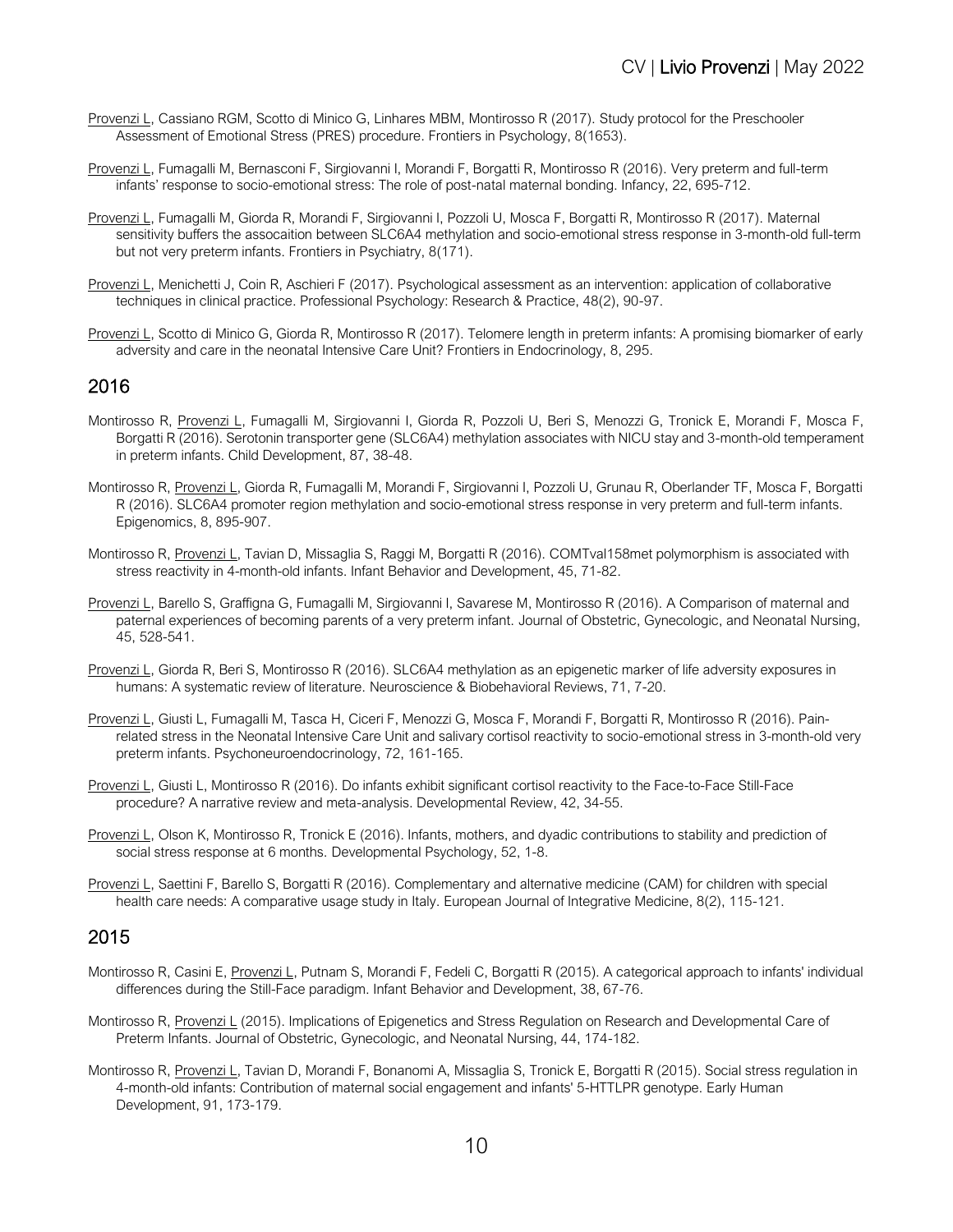Provenzi L, Cassiano RGM, Scotto di Minico G, Linhares MBM, Montirosso R (2017). Study protocol for the Preschooler Assessment of Emotional Stress (PRES) procedure. Frontiers in Psychology, 8(1653).

Provenzi L, Fumagalli M, Bernasconi F, Sirgiovanni I, Morandi F, Borgatti R, Montirosso R (2016). Very preterm and full-term infants' response to socio-emotional stress: The role of post-natal maternal bonding. Infancy, 22, 695-712.

Provenzi L, Fumagalli M, Giorda R, Morandi F, Sirgiovanni I, Pozzoli U, Mosca F, Borgatti R, Montirosso R (2017). Maternal sensitivity buffers the assocaition between SLC6A4 methylation and socio-emotional stress response in 3-month-old full-term but not very preterm infants. Frontiers in Psychiatry, 8(171).

Provenzi L, Menichetti J, Coin R, Aschieri F (2017). Psychological assessment as an intervention: application of collaborative techniques in clinical practice. Professional Psychology: Research & Practice, 48(2), 90-97.

Provenzi L, Scotto di Minico G, Giorda R, Montirosso R (2017). Telomere length in preterm infants: A promising biomarker of early adversity and care in the neonatal Intensive Care Unit? Frontiers in Endocrinology, 8, 295.

## 2016

Montirosso R, Provenzi L, Fumagalli M, Sirgiovanni I, Giorda R, Pozzoli U, Beri S, Menozzi G, Tronick E, Morandi F, Mosca F, Borgatti R (2016). Serotonin transporter gene (SLC6A4) methylation associates with NICU stay and 3-month-old temperament in preterm infants. Child Development, 87, 38-48.

Montirosso R, Provenzi L, Giorda R, Fumagalli M, Morandi F, Sirgiovanni I, Pozzoli U, Grunau R, Oberlander TF, Mosca F, Borgatti R (2016). SLC6A4 promoter region methylation and socio-emotional stress response in very preterm and full-term infants. Epigenomics, 8, 895-907.

Montirosso R, Provenzi L, Tavian D, Missaglia S, Raggi M, Borgatti R (2016). COMTval158met polymorphism is associated with stress reactivity in 4-month-old infants. Infant Behavior and Development, 45, 71-82.

Provenzi L, Barello S, Graffigna G, Fumagalli M, Sirgiovanni I, Savarese M, Montirosso R (2016). A Comparison of maternal and paternal experiences of becoming parents of a very preterm infant. Journal of Obstetric, Gynecologic, and Neonatal Nursing, 45, 528-541.

Provenzi L, Giorda R, Beri S, Montirosso R (2016). SLC6A4 methylation as an epigenetic marker of life adversity exposures in humans: A systematic review of literature. Neuroscience & Biobehavioral Reviews, 71, 7-20.

Provenzi L, Giusti L, Fumagalli M, Tasca H, Ciceri F, Menozzi G, Mosca F, Morandi F, Borgatti R, Montirosso R (2016). Pain-related stress in the Neonatal Intensive Care Unit and salivary cortisol reactivity to socio-emotional stress in 3-month-old very preterm infants. Psychoneuroendocrinology, 72, 161-165.

Provenzi L, Giusti L, Montirosso R (2016). Do infants exhibit significant cortisol reactivity to the Face-to-Face Still-Face procedure? A narrative review and meta-analysis. Developmental Review, 42, 34-55.

Provenzi L, Olson K, Montirosso R, Tronick E (2016). Infants, mothers, and dyadic contributions to stability and prediction of social stress response at 6 months. Developmental Psychology, 52, 1-8.

Provenzi L, Saettini F, Barello S, Borgatti R (2016). Complementary and alternative medicine (CAM) for children with special health care needs: A comparative usage study in Italy. European Journal of Integrative Medicine, 8(2), 115-121.

## 2015

Montirosso R, Casini E, Provenzi L, Putnam S, Morandi F, Fedeli C, Borgatti R (2015). A categorical approach to infants' individual differences during the Still-Face paradigm. Infant Behavior and Development, 38, 67-76.

Montirosso R, Provenzi L (2015). Implications of Epigenetics and Stress Regulation on Research and Developmental Care of Preterm Infants. Journal of Obstetric, Gynecologic, and Neonatal Nursing, 44, 174-182.

Montirosso R, Provenzi L, Tavian D, Morandi F, Bonanomi A, Missaglia S, Tronick E, Borgatti R (2015). Social stress regulation in 4-month-old infants: Contribution of maternal social engagement and infants' 5-HTTLPR genotype. Early Human Development, 91, 173-179.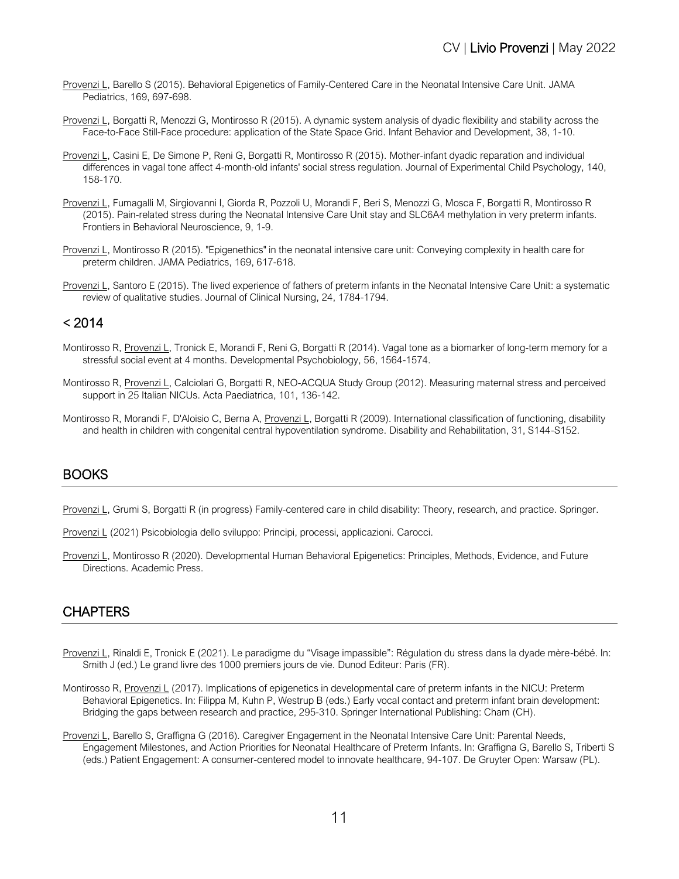Provenzi L, Barello S (2015). Behavioral Epigenetics of Family-Centered Care in the Neonatal Intensive Care Unit. JAMA Pediatrics, 169, 697-698.

Provenzi L, Borgatti R, Menozzi G, Montirosso R (2015). A dynamic system analysis of dyadic flexibility and stability across the Face-to-Face Still-Face procedure: application of the State Space Grid. Infant Behavior and Development, 38, 1-10.

Provenzi L, Casini E, De Simone P, Reni G, Borgatti R, Montirosso R (2015). Mother-infant dyadic reparation and individual differences in vagal tone affect 4-month-old infants' social stress regulation. Journal of Experimental Child Psychology, 140, 158-170.

Provenzi L, Fumagalli M, Sirgiovanni I, Giorda R, Pozzoli U, Morandi F, Beri S, Menozzi G, Mosca F, Borgatti R, Montirosso R (2015). Pain-related stress during the Neonatal Intensive Care Unit stay and SLC6A4 methylation in very preterm infants. Frontiers in Behavioral Neuroscience, 9, 1-9.

Provenzi L, Montirosso R (2015). "Epigenethics" in the neonatal intensive care unit: Conveying complexity in health care for preterm children. JAMA Pediatrics, 169, 617-618.

Provenzi L, Santoro E (2015). The lived experience of fathers of preterm infants in the Neonatal Intensive Care Unit: a systematic review of qualitative studies. Journal of Clinical Nursing, 24, 1784-1794.

### < 2014

Montirosso R, Provenzi L, Tronick E, Morandi F, Reni G, Borgatti R (2014). Vagal tone as a biomarker of long-term memory for a stressful social event at 4 months. Developmental Psychobiology, 56, 1564-1574.

Montirosso R, Provenzi L, Calciolari G, Borgatti R, NEO-ACQUA Study Group (2012). Measuring maternal stress and perceived support in 25 Italian NICUs. Acta Paediatrica, 101, 136-142.

Montirosso R, Morandi F, D'Aloisio C, Berna A, Provenzi L, Borgatti R (2009). International classification of functioning, disability and health in children with congenital central hypoventilation syndrome. Disability and Rehabilitation, 31, S144-S152.

## BOOKS

Provenzi L, Grumi S, Borgatti R (in progress) Family-centered care in child disability: Theory, research, and practice. Springer.

Provenzi L (2021) Psicobiologia dello sviluppo: Principi, processi, applicazioni. Carocci.

Provenzi L, Montirosso R (2020). Developmental Human Behavioral Epigenetics: Principles, Methods, Evidence, and Future Directions. Academic Press.

## CHAPTERS

Provenzi L, Rinaldi E, Tronick E (2021). Le paradigme du "Visage impassible": Régulation du stress dans la dyade mère-bébé. In: Smith J (ed.) Le grand livre des 1000 premiers jours de vie. Dunod Editeur: Paris (FR).

Montirosso R, Provenzi L (2017). Implications of epigenetics in developmental care of preterm infants in the NICU: Preterm Behavioral Epigenetics. In: Filippa M, Kuhn P, Westrup B (eds.) Early vocal contact and preterm infant brain development: Bridging the gaps between research and practice, 295-310. Springer International Publishing: Cham (CH).

Provenzi L, Barello S, Graffigna G (2016). Caregiver Engagement in the Neonatal Intensive Care Unit: Parental Needs, Engagement Milestones, and Action Priorities for Neonatal Healthcare of Preterm Infants. In: Graffigna G, Barello S, Triberti S (eds.) Patient Engagement: A consumer-centered model to innovate healthcare, 94-107. De Gruyter Open: Warsaw (PL).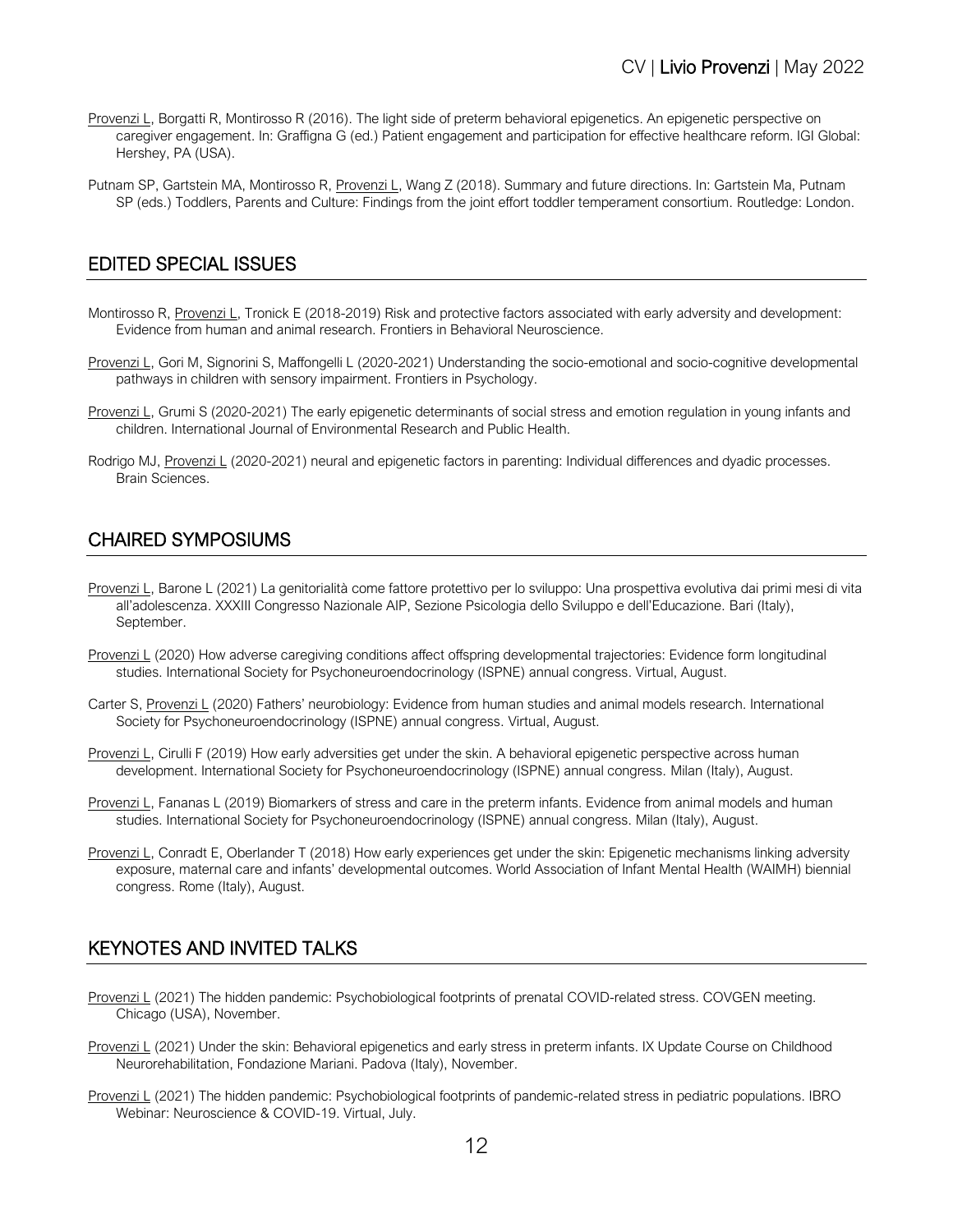Provenzi L, Borgatti R, Montirosso R (2016). The light side of preterm behavioral epigenetics. An epigenetic perspective on caregiver engagement. In: Graffigna G (ed.) Patient engagement and participation for effective healthcare reform. IGI Global: Hershey, PA (USA).

Putnam SP, Gartstein MA, Montirosso R, Provenzi L, Wang Z (2018). Summary and future directions. In: Gartstein Ma, Putnam SP (eds.) Toddlers, Parents and Culture: Findings from the joint effort toddler temperament consortium. Routledge: London.

## EDITED SPECIAL ISSUES

Montirosso R, Provenzi L, Tronick E (2018-2019) Risk and protective factors associated with early adversity and development: Evidence from human and animal research. Frontiers in Behavioral Neuroscience.

Provenzi L, Gori M, Signorini S, Maffongelli L (2020-2021) Understanding the socio-emotional and socio-cognitive developmental pathways in children with sensory impairment. Frontiers in Psychology.

Provenzi L, Grumi S (2020-2021) The early epigenetic determinants of social stress and emotion regulation in young infants and children. International Journal of Environmental Research and Public Health.

Rodrigo MJ, Provenzi L (2020-2021) neural and epigenetic factors in parenting: Individual differences and dyadic processes. Brain Sciences.

## CHAIRED SYMPOSIUMS

Provenzi L, Barone L (2021) La genitorialità come fattore protettivo per lo sviluppo: Una prospettiva evolutiva dai primi mesi di vita all'adolescenza. XXXIII Congresso Nazionale AIP, Sezione Psicologia dello Sviluppo e dell'Educazione. Bari (Italy), September.

Provenzi L (2020) How adverse caregiving conditions affect offspring developmental trajectories: Evidence form longitudinal studies. International Society for Psychoneuroendocrinology (ISPNE) annual congress. Virtual, August.

Carter S, Provenzi L (2020) Fathers' neurobiology: Evidence from human studies and animal models research. International Society for Psychoneuroendocrinology (ISPNE) annual congress. Virtual, August.

Provenzi L, Cirulli F (2019) How early adversities get under the skin. A behavioral epigenetic perspective across human development. International Society for Psychoneuroendocrinology (ISPNE) annual congress. Milan (Italy), August.

Provenzi L, Fananas L (2019) Biomarkers of stress and care in the preterm infants. Evidence from animal models and human studies. International Society for Psychoneuroendocrinology (ISPNE) annual congress. Milan (Italy), August.

Provenzi L, Conradt E, Oberlander T (2018) How early experiences get under the skin: Epigenetic mechanisms linking adversity exposure, maternal care and infants' developmental outcomes. World Association of Infant Mental Health (WAIMH) biennial congress. Rome (Italy), August.

## KEYNOTES AND INVITED TALKS

Provenzi L (2021) The hidden pandemic: Psychobiological footprints of prenatal COVID-related stress. COVGEN meeting. Chicago (USA), November.

Provenzi L (2021) Under the skin: Behavioral epigenetics and early stress in preterm infants. IX Update Course on Childhood Neurorehabilitation, Fondazione Mariani. Padova (Italy), November.

Provenzi L (2021) The hidden pandemic: Psychobiological footprints of pandemic-related stress in pediatric populations. IBRO Webinar: Neuroscience & COVID-19. Virtual, July.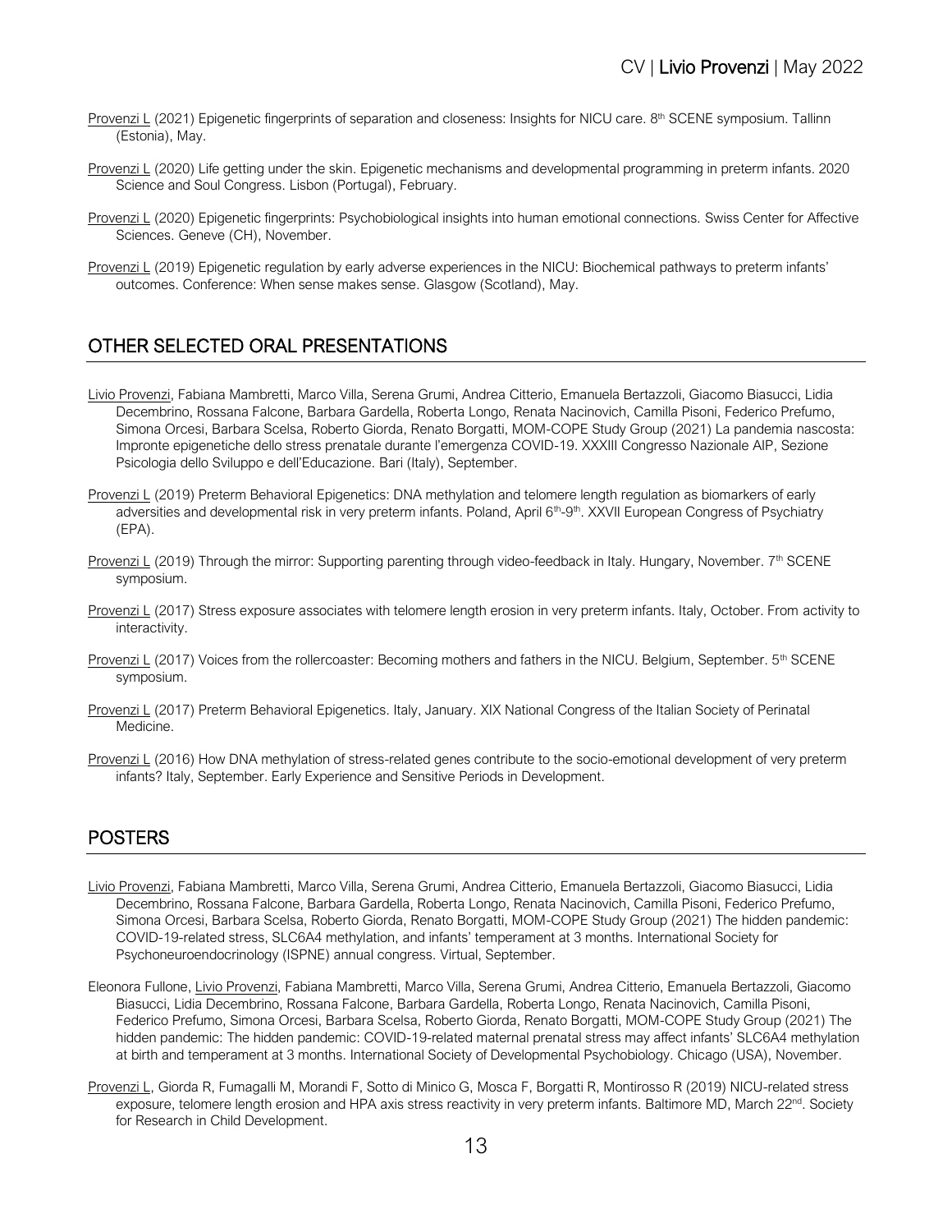Provenzi L (2021) Epigenetic fingerprints of separation and closeness: Insights for NICU care. 8th SCENE symposium. Tallinn (Estonia), May.

Provenzi L (2020) Life getting under the skin. Epigenetic mechanisms and developmental programming in preterm infants. 2020 Science and Soul Congress. Lisbon (Portugal), February.

Provenzi L (2020) Epigenetic fingerprints: Psychobiological insights into human emotional connections. Swiss Center for Affective Sciences. Geneve (CH), November.

Provenzi L (2019) Epigenetic regulation by early adverse experiences in the NICU: Biochemical pathways to preterm infants' outcomes. Conference: When sense makes sense. Glasgow (Scotland), May.

## OTHER SELECTED ORAL PRESENTATIONS

Livio Provenzi, Fabiana Mambretti, Marco Villa, Serena Grumi, Andrea Citterio, Emanuela Bertazzoli, Giacomo Biasucci, Lidia Decembrino, Rossana Falcone, Barbara Gardella, Roberta Longo, Renata Nacinovich, Camilla Pisoni, Federico Prefumo, Simona Orcesi, Barbara Scelsa, Roberto Giorda, Renato Borgatti, MOM-COPE Study Group (2021) La pandemia nascosta: Impronte epigenetiche dello stress prenatale durante l'emergenza COVID-19. XXXIII Congresso Nazionale AIP, Sezione Psicologia dello Sviluppo e dell'Educazione. Bari (Italy), September.

Provenzi L (2019) Preterm Behavioral Epigenetics: DNA methylation and telomere length regulation as biomarkers of early adversities and developmental risk in very preterm infants. Poland, April 6th-9th. XXVII European Congress of Psychiatry (EPA).

Provenzi L (2019) Through the mirror: Supporting parenting through video-feedback in Italy. Hungary, November. 7th SCENE symposium.

Provenzi L (2017) Stress exposure associates with telomere length erosion in very preterm infants. Italy, October. From activity to interactivity.

Provenzi L (2017) Voices from the rollercoaster: Becoming mothers and fathers in the NICU. Belgium, September. 5th SCENE symposium.

Provenzi L (2017) Preterm Behavioral Epigenetics. Italy, January. XIX National Congress of the Italian Society of Perinatal Medicine.

Provenzi L (2016) How DNA methylation of stress-related genes contribute to the socio-emotional development of very preterm infants? Italy, September. Early Experience and Sensitive Periods in Development.

## POSTERS

Livio Provenzi, Fabiana Mambretti, Marco Villa, Serena Grumi, Andrea Citterio, Emanuela Bertazzoli, Giacomo Biasucci, Lidia Decembrino, Rossana Falcone, Barbara Gardella, Roberta Longo, Renata Nacinovich, Camilla Pisoni, Federico Prefumo, Simona Orcesi, Barbara Scelsa, Roberto Giorda, Renato Borgatti, MOM-COPE Study Group (2021) The hidden pandemic: COVID-19-related stress, SLC6A4 methylation, and infants' temperament at 3 months. International Society for Psychoneuroendocrinology (ISPNE) annual congress. Virtual, September.

Eleonora Fullone, Livio Provenzi, Fabiana Mambretti, Marco Villa, Serena Grumi, Andrea Citterio, Emanuela Bertazzoli, Giacomo Biasucci, Lidia Decembrino, Rossana Falcone, Barbara Gardella, Roberta Longo, Renata Nacinovich, Camilla Pisoni, Federico Prefumo, Simona Orcesi, Barbara Scelsa, Roberto Giorda, Renato Borgatti, MOM-COPE Study Group (2021) The hidden pandemic: The hidden pandemic: COVID-19-related maternal prenatal stress may affect infants' SLC6A4 methylation at birth and temperament at 3 months. International Society of Developmental Psychobiology. Chicago (USA), November.

Provenzi L, Giorda R, Fumagalli M, Morandi F, Sotto di Minico G, Mosca F, Borgatti R, Montirosso R (2019) NICU-related stress exposure, telomere length erosion and HPA axis stress reactivity in very preterm infants. Baltimore MD, March 22nd. Society for Research in Child Development.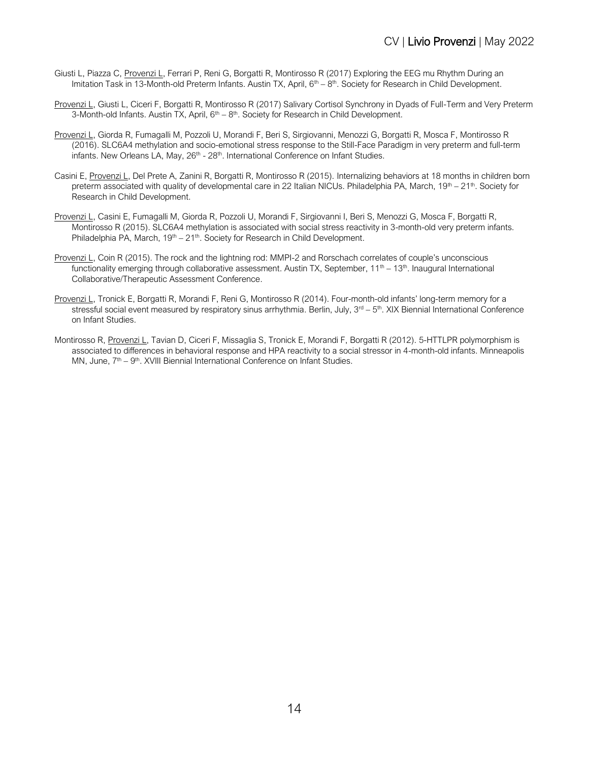Giusti L, Piazza C, Provenzi L, Ferrari P, Reni G, Borgatti R, Montirosso R (2017) Exploring the EEG mu Rhythm During an Imitation Task in 13-Month-old Preterm Infants. Austin TX, April, 6th – 8th. Society for Research in Child Development.

Provenzi L, Giusti L, Ciceri F, Borgatti R, Montirosso R (2017) Salivary Cortisol Synchrony in Dyads of Full-Term and Very Preterm 3-Month-old Infants. Austin TX, April, 6th – 8th. Society for Research in Child Development.

Provenzi L, Giorda R, Fumagalli M, Pozzoli U, Morandi F, Beri S, Sirgiovanni, Menozzi G, Borgatti R, Mosca F, Montirosso R (2016). SLC6A4 methylation and socio-emotional stress response to the Still-Face Paradigm in very preterm and full-term infants. New Orleans LA, May, 26th - 28th. International Conference on Infant Studies.

Casini E, Provenzi L, Del Prete A, Zanini R, Borgatti R, Montirosso R (2015). Internalizing behaviors at 18 months in children born preterm associated with quality of developmental care in 22 Italian NICUs. Philadelphia PA, March, 19th – 21th. Society for Research in Child Development.

Provenzi L, Casini E, Fumagalli M, Giorda R, Pozzoli U, Morandi F, Sirgiovanni I, Beri S, Menozzi G, Mosca F, Borgatti R, Montirosso R (2015). SLC6A4 methylation is associated with social stress reactivity in 3-month-old very preterm infants. Philadelphia PA, March, 19th – 21th. Society for Research in Child Development.

Provenzi L, Coin R (2015). The rock and the lightning rod: MMPI-2 and Rorschach correlates of couple's unconscious functionality emerging through collaborative assessment. Austin TX, September, 11th – 13th. Inaugural International Collaborative/Therapeutic Assessment Conference.

Provenzi L, Tronick E, Borgatti R, Morandi F, Reni G, Montirosso R (2014). Four-month-old infants' long-term memory for a stressful social event measured by respiratory sinus arrhythmia. Berlin, July, 3rd – 5th. XIX Biennial International Conference on Infant Studies.

Montirosso R, Provenzi L, Tavian D, Ciceri F, Missaglia S, Tronick E, Morandi F, Borgatti R (2012). 5-HTTLPR polymorphism is associated to differences in behavioral response and HPA reactivity to a social stressor in 4-month-old infants. Minneapolis MN, June, 7th – 9th. XVIII Biennial International Conference on Infant Studies.